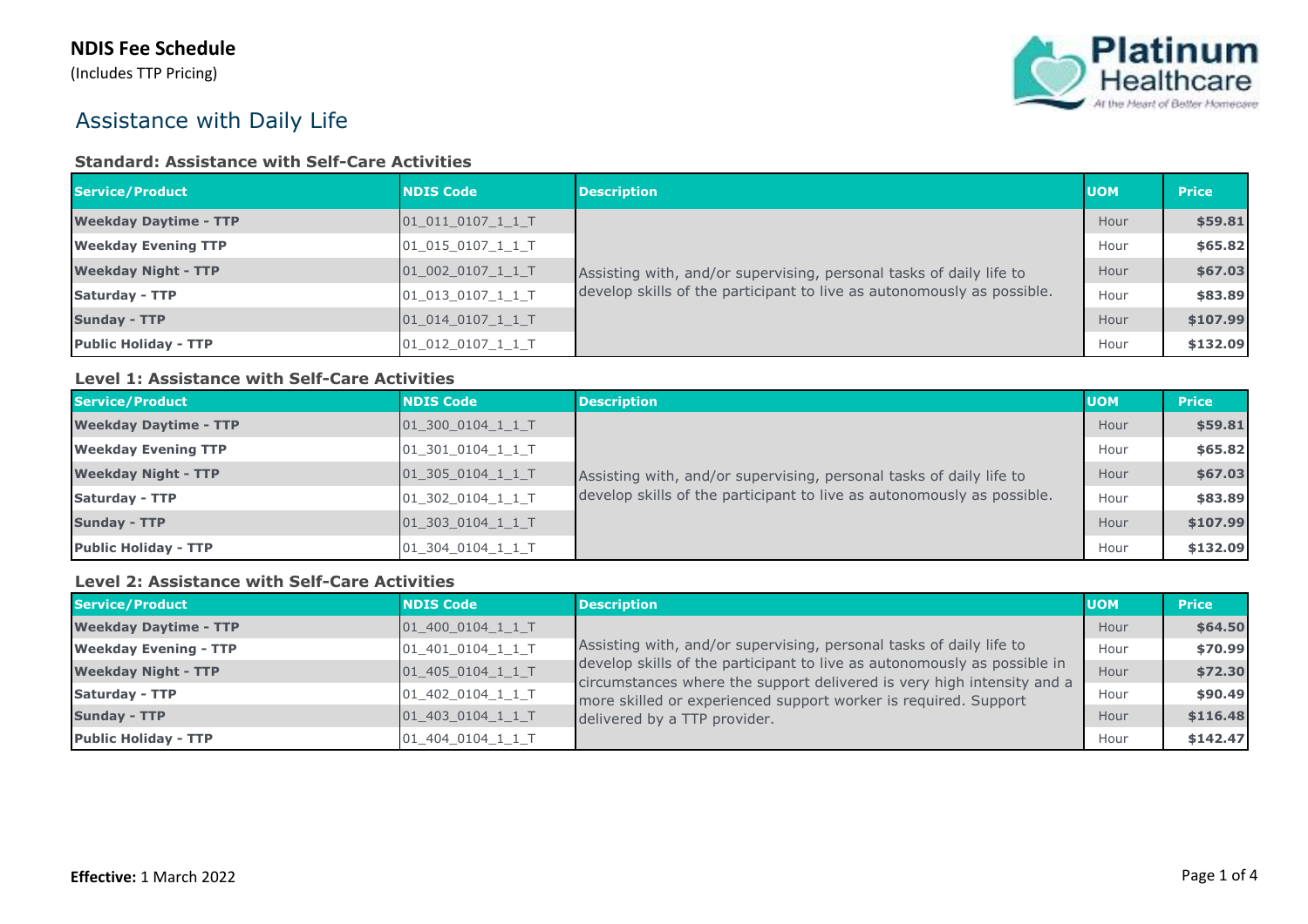**NDIS Fee Schedule**

(Includes TTP Pricing)

# Assistance with Daily Life

### Standard: Assistance with Self-Care Activities

| Service/Product | NDIS Code | Description | UOM | Price |
|---|---|---|---|---|
| **Weekday Daytime - TTP** | 01_011_0107_1_1_T | Assisting with, and/or supervising, personal tasks of daily life to develop skills of the participant to live as autonomously as possible. | Hour | **$59.81** |
| **Weekday Evening TTP** | 01_015_0107_1_1_T | | Hour | **$65.82** |
| **Weekday Night - TTP** | 01_002_0107_1_1_T | | Hour | **$67.03** |
| **Saturday - TTP** | 01_013_0107_1_1_T | | Hour | **$83.89** |
| **Sunday - TTP** | 01_014_0107_1_1_T | | Hour | **$107.99** |
| **Public Holiday - TTP** | 01_012_0107_1_1_T | | Hour | **$132.09** |

### Level 1: Assistance with Self-Care Activities

| Service/Product | NDIS Code | Description | UOM | Price |
|---|---|---|---|---|
| **Weekday Daytime - TTP** | 01_300_0104_1_1_T | Assisting with, and/or supervising, personal tasks of daily life to develop skills of the participant to live as autonomously as possible. | Hour | **$59.81** |
| **Weekday Evening TTP** | 01_301_0104_1_1_T | | Hour | **$65.82** |
| **Weekday Night - TTP** | 01_305_0104_1_1_T | | Hour | **$67.03** |
| **Saturday - TTP** | 01_302_0104_1_1_T | | Hour | **$83.89** |
| **Sunday - TTP** | 01_303_0104_1_1_T | | Hour | **$107.99** |
| **Public Holiday - TTP** | 01_304_0104_1_1_T | | Hour | **$132.09** |

### Level 2: Assistance with Self-Care Activities

| Service/Product | NDIS Code | Description | UOM | Price |
|---|---|---|---|---|
| **Weekday Daytime - TTP** | 01_400_0104_1_1_T | Assisting with, and/or supervising, personal tasks of daily life to develop skills of the participant to live as autonomously as possible in circumstances where the support delivered is very high intensity and a more skilled or experienced support worker is required. Support delivered by a TTP provider. | Hour | **$64.50** |
| **Weekday Evening - TTP** | 01_401_0104_1_1_T | | Hour | **$70.99** |
| **Weekday Night - TTP** | 01_405_0104_1_1_T | | Hour | **$72.30** |
| **Saturday - TTP** | 01_402_0104_1_1_T | | Hour | **$90.49** |
| **Sunday - TTP** | 01_403_0104_1_1_T | | Hour | **$116.48** |
| **Public Holiday - TTP** | 01_404_0104_1_1_T | | Hour | **$142.47** |

**Effective:** 1 March 2022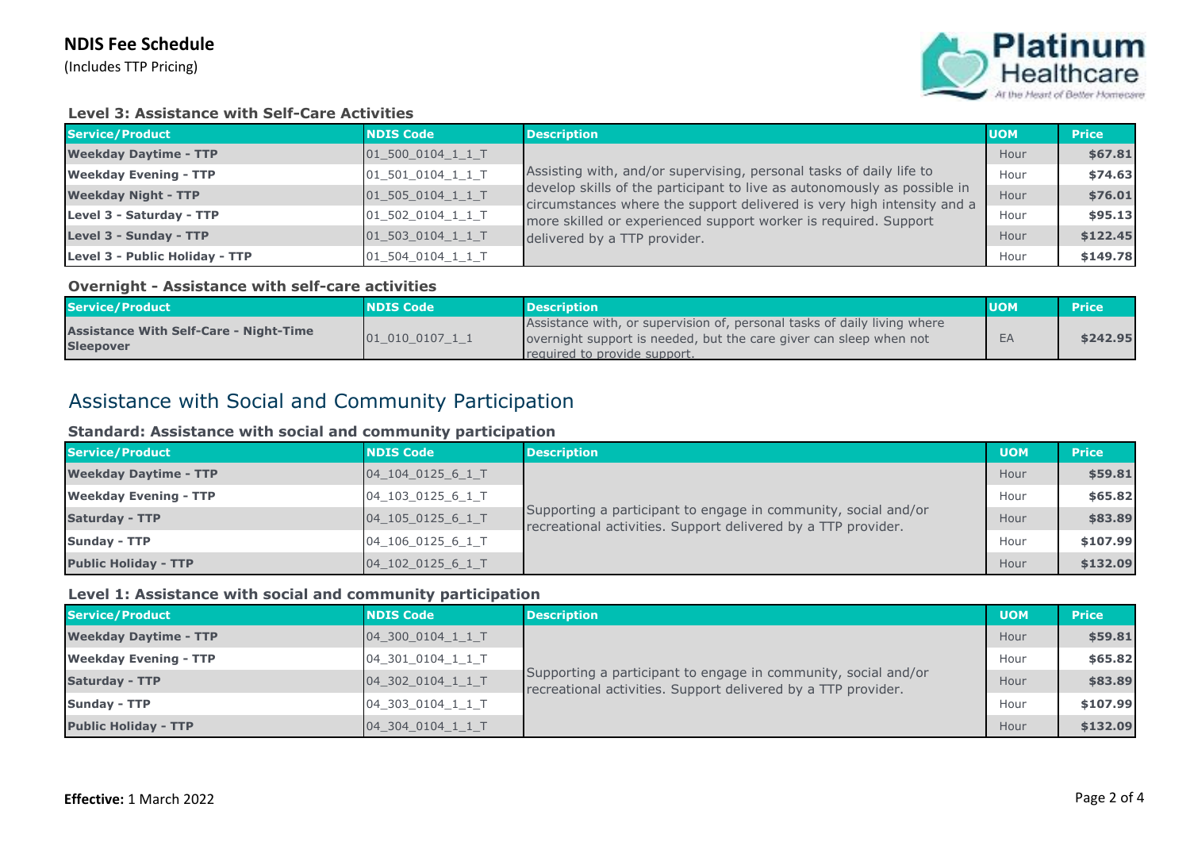# NDIS Fee Schedule

(Includes TTP Pricing)

### Level 3: Assistance with Self-Care Activities

| Service/Product | NDIS Code | Description | UOM | Price |
|---|---|---|---|---|
| **Weekday Daytime - TTP** | 01_500_0104_1_1_T | Assisting with, and/or supervising, personal tasks of daily life to develop skills of the participant to live as autonomously as possible in circumstances where the support delivered is very high intensity and a more skilled or experienced support worker is required. Support delivered by a TTP provider. | Hour | **$67.81** |
| **Weekday Evening - TTP** | 01_501_0104_1_1_T | | Hour | **$74.63** |
| **Weekday Night - TTP** | 01_505_0104_1_1_T | | Hour | **$76.01** |
| **Level 3 - Saturday - TTP** | 01_502_0104_1_1_T | | Hour | **$95.13** |
| **Level 3 - Sunday - TTP** | 01_503_0104_1_1_T | | Hour | **$122.45** |
| **Level 3 - Public Holiday - TTP** | 01_504_0104_1_1_T | | Hour | **$149.78** |

### Overnight - Assistance with self-care activities

| Service/Product | NDIS Code | Description | UOM | Price |
|---|---|---|---|---|
| **Assistance With Self-Care - Night-Time Sleepover** | 01_010_0107_1_1 | Assistance with, or supervision of, personal tasks of daily living where overnight support is needed, but the care giver can sleep when not required to provide support. | EA | **$242.95** |

## Assistance with Social and Community Participation

### Standard: Assistance with social and community participation

| Service/Product | NDIS Code | Description | UOM | Price |
|---|---|---|---|---|
| **Weekday Daytime - TTP** | 04_104_0125_6_1_T | Supporting a participant to engage in community, social and/or recreational activities. Support delivered by a TTP provider. | Hour | **$59.81** |
| **Weekday Evening - TTP** | 04_103_0125_6_1_T | | Hour | **$65.82** |
| **Saturday - TTP** | 04_105_0125_6_1_T | | Hour | **$83.89** |
| **Sunday - TTP** | 04_106_0125_6_1_T | | Hour | **$107.99** |
| **Public Holiday - TTP** | 04_102_0125_6_1_T | | Hour | **$132.09** |

### Level 1: Assistance with social and community participation

| Service/Product | NDIS Code | Description | UOM | Price |
|---|---|---|---|---|
| **Weekday Daytime - TTP** | 04_300_0104_1_1_T | Supporting a participant to engage in community, social and/or recreational activities. Support delivered by a TTP provider. | Hour | **$59.81** |
| **Weekday Evening - TTP** | 04_301_0104_1_1_T | | Hour | **$65.82** |
| **Saturday - TTP** | 04_302_0104_1_1_T | | Hour | **$83.89** |
| **Sunday - TTP** | 04_303_0104_1_1_T | | Hour | **$107.99** |
| **Public Holiday - TTP** | 04_304_0104_1_1_T | | Hour | **$132.09** |

**Effective:** 1 March 2022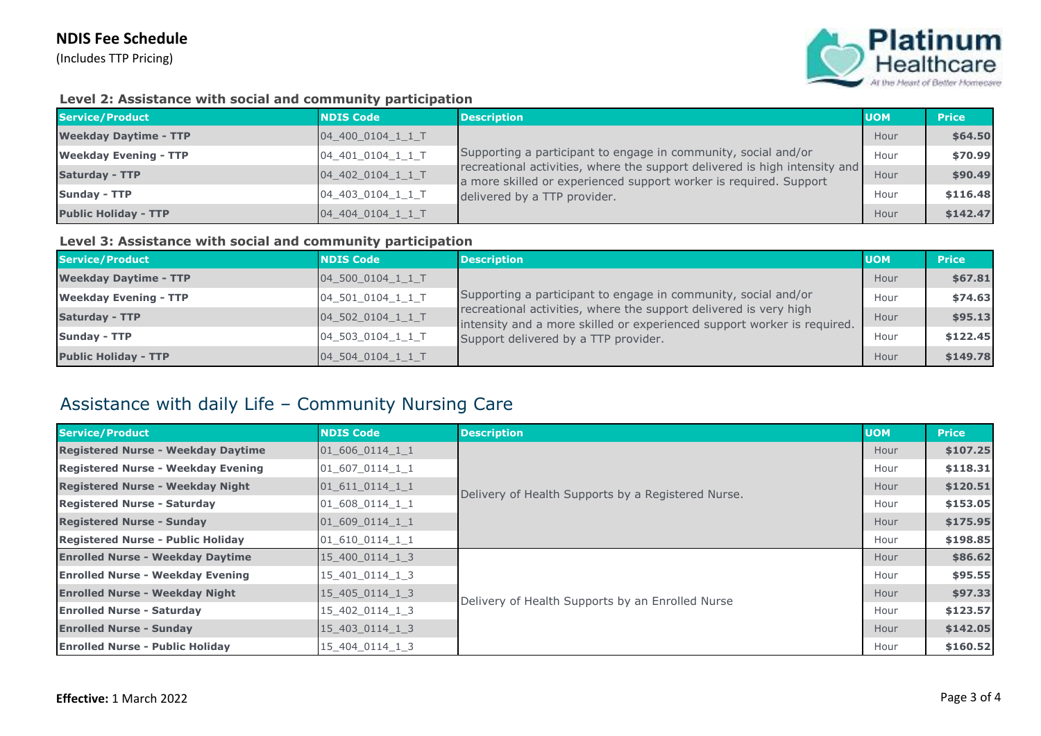### Level 2: Assistance with social and community participation

| Service/Product | NDIS Code | Description | UOM | Price |
|---|---|---|---|---|
| **Weekday Daytime - TTP** | 04_400_0104_1_1_T | Supporting a participant to engage in community, social and/or recreational activities, where the support delivered is high intensity and a more skilled or experienced support worker is required. Support delivered by a TTP provider. | Hour | **$64.50** |
| **Weekday Evening - TTP** | 04_401_0104_1_1_T | | Hour | **$70.99** |
| **Saturday - TTP** | 04_402_0104_1_1_T | | Hour | **$90.49** |
| **Sunday - TTP** | 04_403_0104_1_1_T | | Hour | **$116.48** |
| **Public Holiday - TTP** | 04_404_0104_1_1_T | | Hour | **$142.47** |

### Level 3: Assistance with social and community participation

| Service/Product | NDIS Code | Description | UOM | Price |
|---|---|---|---|---|
| **Weekday Daytime - TTP** | 04_500_0104_1_1_T | Supporting a participant to engage in community, social and/or recreational activities, where the support delivered is very high intensity and a more skilled or experienced support worker is required. Support delivered by a TTP provider. | Hour | **$67.81** |
| **Weekday Evening - TTP** | 04_501_0104_1_1_T | | Hour | **$74.63** |
| **Saturday - TTP** | 04_502_0104_1_1_T | | Hour | **$95.13** |
| **Sunday - TTP** | 04_503_0104_1_1_T | | Hour | **$122.45** |
| **Public Holiday - TTP** | 04_504_0104_1_1_T | | Hour | **$149.78** |

## Assistance with daily Life – Community Nursing Care

| Service/Product | NDIS Code | Description | UOM | Price |
|---|---|---|---|---|
| **Registered Nurse - Weekday Daytime** | 01_606_0114_1_1 | Delivery of Health Supports by a Registered Nurse. | Hour | **$107.25** |
| **Registered Nurse - Weekday Evening** | 01_607_0114_1_1 | | Hour | **$118.31** |
| **Registered Nurse - Weekday Night** | 01_611_0114_1_1 | | Hour | **$120.51** |
| **Registered Nurse - Saturday** | 01_608_0114_1_1 | | Hour | **$153.05** |
| **Registered Nurse - Sunday** | 01_609_0114_1_1 | | Hour | **$175.95** |
| **Registered Nurse - Public Holiday** | 01_610_0114_1_1 | | Hour | **$198.85** |
| **Enrolled Nurse - Weekday Daytime** | 15_400_0114_1_3 | Delivery of Health Supports by an Enrolled Nurse | Hour | **$86.62** |
| **Enrolled Nurse - Weekday Evening** | 15_401_0114_1_3 | | Hour | **$95.55** |
| **Enrolled Nurse - Weekday Night** | 15_405_0114_1_3 | | Hour | **$97.33** |
| **Enrolled Nurse - Saturday** | 15_402_0114_1_3 | | Hour | **$123.57** |
| **Enrolled Nurse - Sunday** | 15_403_0114_1_3 | | Hour | **$142.05** |
| **Enrolled Nurse - Public Holiday** | 15_404_0114_1_3 | | Hour | **$160.52** |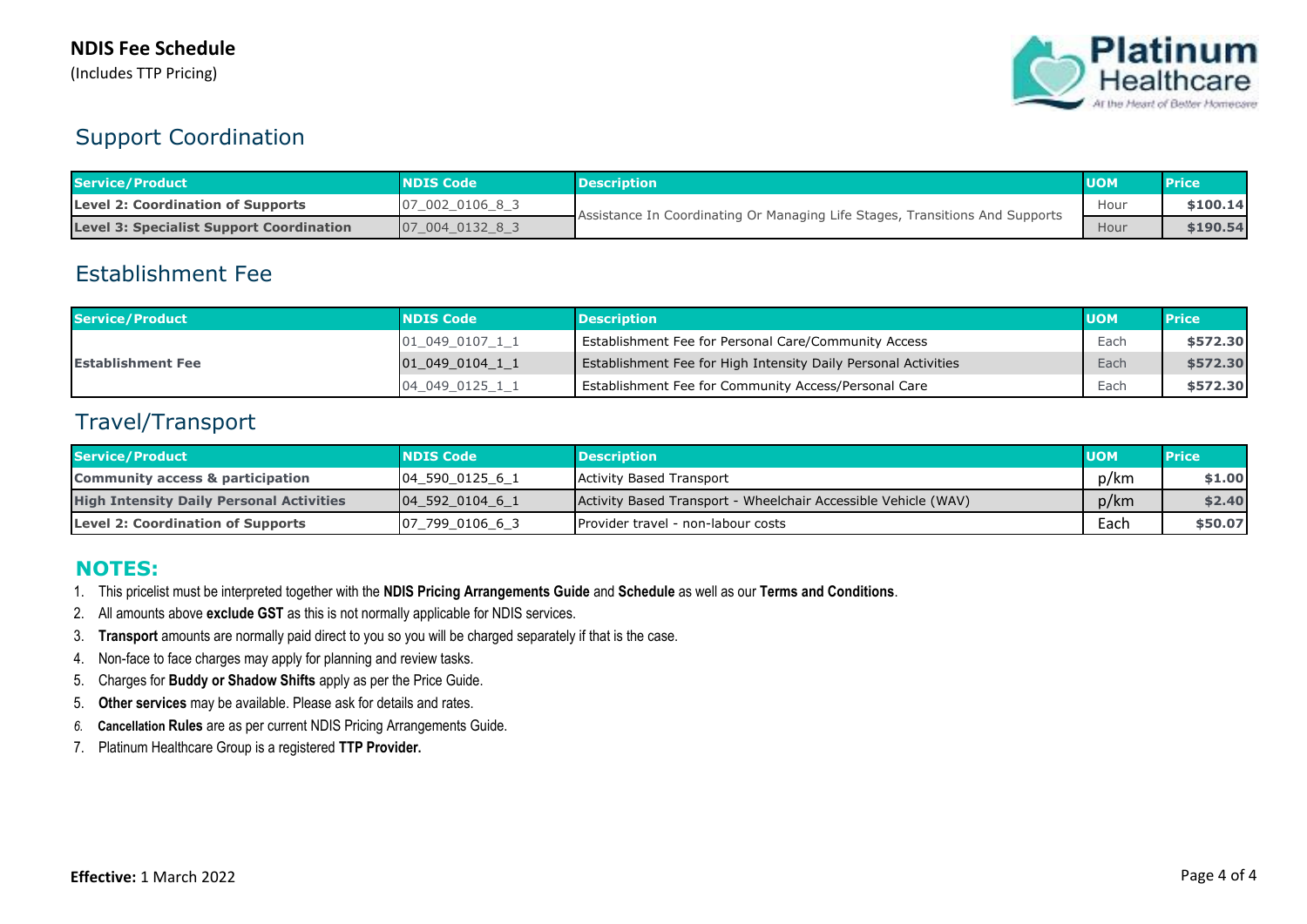# NDIS Fee Schedule

(Includes TTP Pricing)

## Support Coordination

| Service/Product | NDIS Code | Description | UOM | Price |
|---|---|---|---|---|
| **Level 2: Coordination of Supports** | 07_002_0106_8_3 | Assistance In Coordinating Or Managing Life Stages, Transitions And Supports | Hour | **$100.14** |
| **Level 3: Specialist Support Coordination** | 07_004_0132_8_3 | | Hour | **$190.54** |

## Establishment Fee

| Service/Product | NDIS Code | Description | UOM | Price |
|---|---|---|---|---|
| **Establishment Fee** | 01_049_0107_1_1 | Establishment Fee for Personal Care/Community Access | Each | **$572.30** |
| | 01_049_0104_1_1 | Establishment Fee for High Intensity Daily Personal Activities | Each | **$572.30** |
| | 04_049_0125_1_1 | Establishment Fee for Community Access/Personal Care | Each | **$572.30** |

## Travel/Transport

| Service/Product | NDIS Code | Description | UOM | Price |
|---|---|---|---|---|
| **Community access & participation** | 04_590_0125_6_1 | Activity Based Transport | p/km | **$1.00** |
| **High Intensity Daily Personal Activities** | 04_592_0104_6_1 | Activity Based Transport - Wheelchair Accessible Vehicle (WAV) | p/km | **$2.40** |
| **Level 2: Coordination of Supports** | 07_799_0106_6_3 | Provider travel - non-labour costs | Each | **$50.07** |

## NOTES:

1. This pricelist must be interpreted together with the **NDIS Pricing Arrangements Guide** and **Schedule** as well as our **Terms and Conditions**.
2. All amounts above **exclude GST** as this is not normally applicable for NDIS services.
3. **Transport** amounts are normally paid direct to you so you will be charged separately if that is the case.
4. Non-face to face charges may apply for planning and review tasks.
5. Charges for **Buddy or Shadow Shifts** apply as per the Price Guide.
5. **Other services** may be available. Please ask for details and rates.
6. **Cancellation Rules** are as per current NDIS Pricing Arrangements Guide.
7. Platinum Healthcare Group is a registered **TTP Provider.**

**Effective:** 1 March 2022